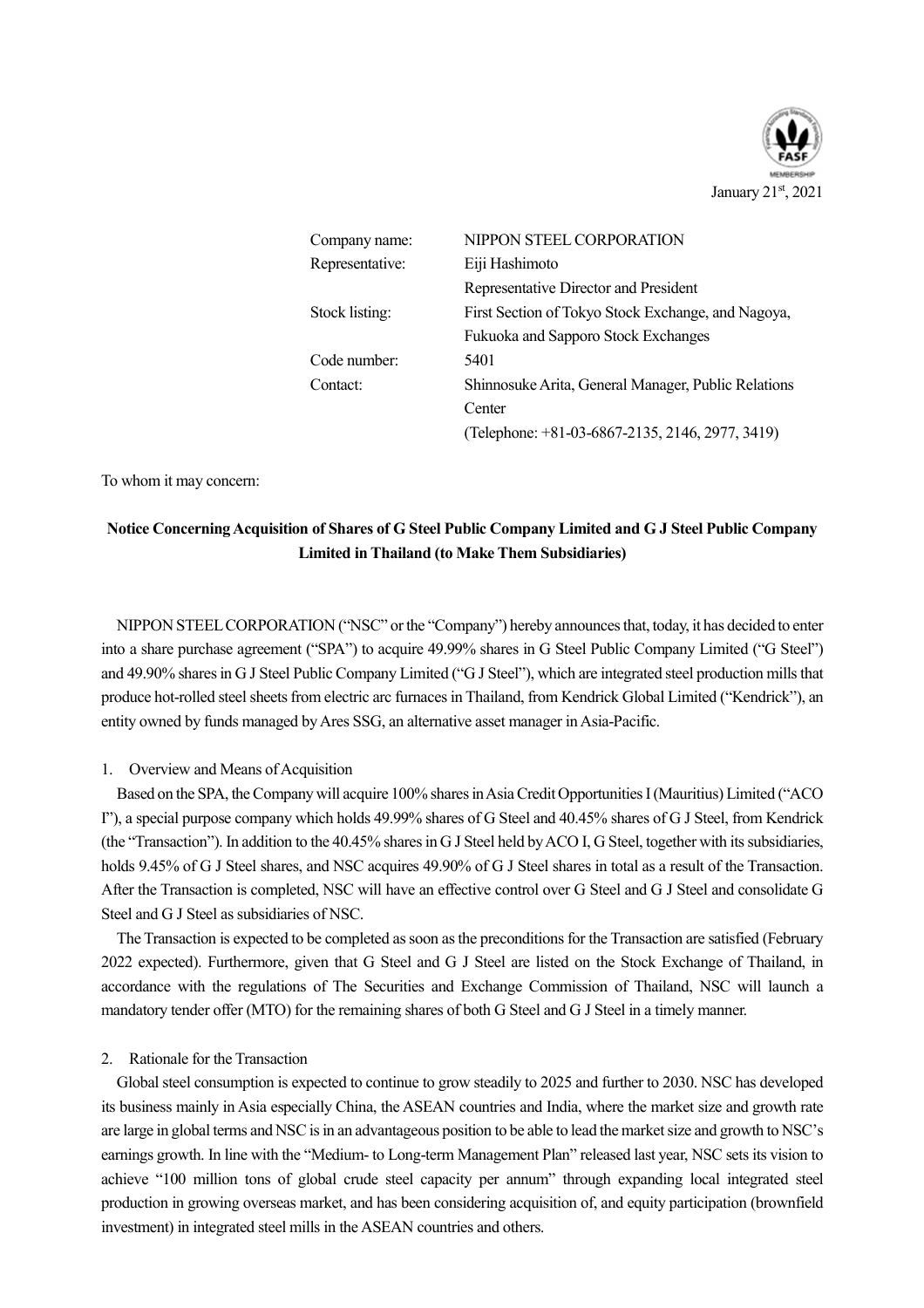January 21st, 2021

| | |
|---|---|
| Company name: | NIPPON STEEL CORPORATION |
| Representative: | Eiji Hashimoto<br>Representative Director and President |
| Stock listing: | First Section of Tokyo Stock Exchange, and Nagoya, Fukuoka and Sapporo Stock Exchanges |
| Code number: | 5401 |
| Contact: | Shinnosuke Arita, General Manager, Public Relations Center<br>(Telephone: +81-03-6867-2135, 2146, 2977, 3419) |

To whom it may concern:

## Notice Concerning Acquisition of Shares of G Steel Public Company Limited and G J Steel Public Company Limited in Thailand (to Make Them Subsidiaries)

NIPPON STEEL CORPORATION ("NSC" or the "Company") hereby announces that, today, it has decided to enter into a share purchase agreement ("SPA") to acquire 49.99% shares in G Steel Public Company Limited ("G Steel") and 49.90% shares in G J Steel Public Company Limited ("G J Steel"), which are integrated steel production mills that produce hot-rolled steel sheets from electric arc furnaces in Thailand, from Kendrick Global Limited ("Kendrick"), an entity owned by funds managed by Ares SSG, an alternative asset manager in Asia-Pacific.

1. Overview and Means of Acquisition

Based on the SPA, the Company will acquire 100% shares in Asia Credit Opportunities I (Mauritius) Limited ("ACO I"), a special purpose company which holds 49.99% shares of G Steel and 40.45% shares of G J Steel, from Kendrick (the "Transaction"). In addition to the 40.45% shares in G J Steel held by ACO I, G Steel, together with its subsidiaries, holds 9.45% of G J Steel shares, and NSC acquires 49.90% of G J Steel shares in total as a result of the Transaction. After the Transaction is completed, NSC will have an effective control over G Steel and G J Steel and consolidate G Steel and G J Steel as subsidiaries of NSC.

The Transaction is expected to be completed as soon as the preconditions for the Transaction are satisfied (February 2022 expected). Furthermore, given that G Steel and G J Steel are listed on the Stock Exchange of Thailand, in accordance with the regulations of The Securities and Exchange Commission of Thailand, NSC will launch a mandatory tender offer (MTO) for the remaining shares of both G Steel and G J Steel in a timely manner.

2. Rationale for the Transaction

Global steel consumption is expected to continue to grow steadily to 2025 and further to 2030. NSC has developed its business mainly in Asia especially China, the ASEAN countries and India, where the market size and growth rate are large in global terms and NSC is in an advantageous position to be able to lead the market size and growth to NSC's earnings growth. In line with the "Medium- to Long-term Management Plan" released last year, NSC sets its vision to achieve "100 million tons of global crude steel capacity per annum" through expanding local integrated steel production in growing overseas market, and has been considering acquisition of, and equity participation (brownfield investment) in integrated steel mills in the ASEAN countries and others.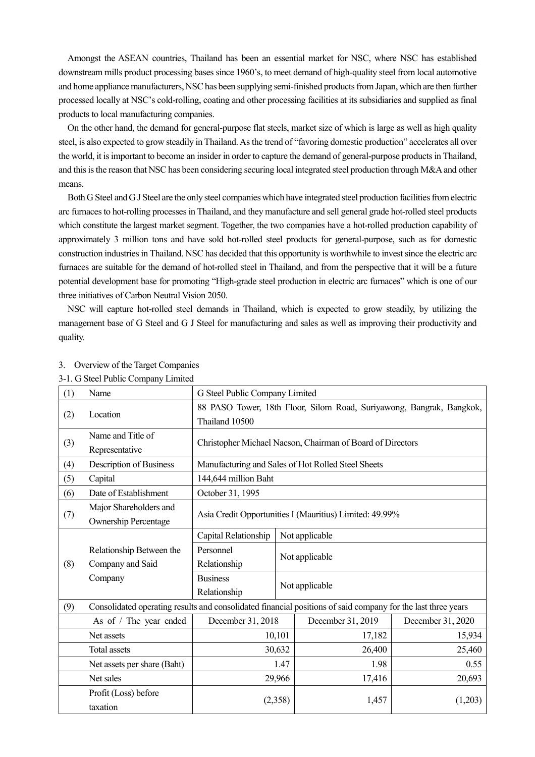Amongst the ASEAN countries, Thailand has been an essential market for NSC, where NSC has established downstream mills product processing bases since 1960's, to meet demand of high-quality steel from local automotive and home appliance manufacturers, NSC has been supplying semi-finished products from Japan, which are then further processed locally at NSC's cold-rolling, coating and other processing facilities at its subsidiaries and supplied as final products to local manufacturing companies.

On the other hand, the demand for general-purpose flat steels, market size of which is large as well as high quality steel, is also expected to grow steadily in Thailand. As the trend of "favoring domestic production" accelerates all over the world, it is important to become an insider in order to capture the demand of general-purpose products in Thailand, and this is the reason that NSC has been considering securing local integrated steel production through M&A and other means.

Both G Steel and G J Steel are the only steel companies which have integrated steel production facilities from electric arc furnaces to hot-rolling processes in Thailand, and they manufacture and sell general grade hot-rolled steel products which constitute the largest market segment. Together, the two companies have a hot-rolled production capability of approximately 3 million tons and have sold hot-rolled steel products for general-purpose, such as for domestic construction industries in Thailand. NSC has decided that this opportunity is worthwhile to invest since the electric arc furnaces are suitable for the demand of hot-rolled steel in Thailand, and from the perspective that it will be a future potential development base for promoting "High-grade steel production in electric arc furnaces" which is one of our three initiatives of Carbon Neutral Vision 2050.

NSC will capture hot-rolled steel demands in Thailand, which is expected to grow steadily, by utilizing the management base of G Steel and G J Steel for manufacturing and sales as well as improving their productivity and quality.

3. Overview of the Target Companies

3-1. G Steel Public Company Limited

| (1) | Name | G Steel Public Company Limited | | |
|---|---|---|---|---|
| (2) | Location | 88 PASO Tower, 18th Floor, Silom Road, Suriyawong, Bangrak, Bangkok, Thailand 10500 | | |
| (3) | Name and Title of Representative | Christopher Michael Nacson, Chairman of Board of Directors | | |
| (4) | Description of Business | Manufacturing and Sales of Hot Rolled Steel Sheets | | |
| (5) | Capital | 144,644 million Baht | | |
| (6) | Date of Establishment | October 31, 1995 | | |
| (7) | Major Shareholders and Ownership Percentage | Asia Credit Opportunities I (Mauritius) Limited: 49.99% | | |
| (8) | Relationship Between the Company and Said Company | Capital Relationship | Not applicable | |
| | | Personnel Relationship | Not applicable | |
| | | Business Relationship | Not applicable | |
| (9) | Consolidated operating results and consolidated financial positions of said company for the last three years | | | |
| | As of / The year ended | December 31, 2018 | December 31, 2019 | December 31, 2020 |
| | Net assets | 10,101 | 17,182 | 15,934 |
| | Total assets | 30,632 | 26,400 | 25,460 |
| | Net assets per share (Baht) | 1.47 | 1.98 | 0.55 |
| | Net sales | 29,966 | 17,416 | 20,693 |
| | Profit (Loss) before taxation | (2,358) | 1,457 | (1,203) |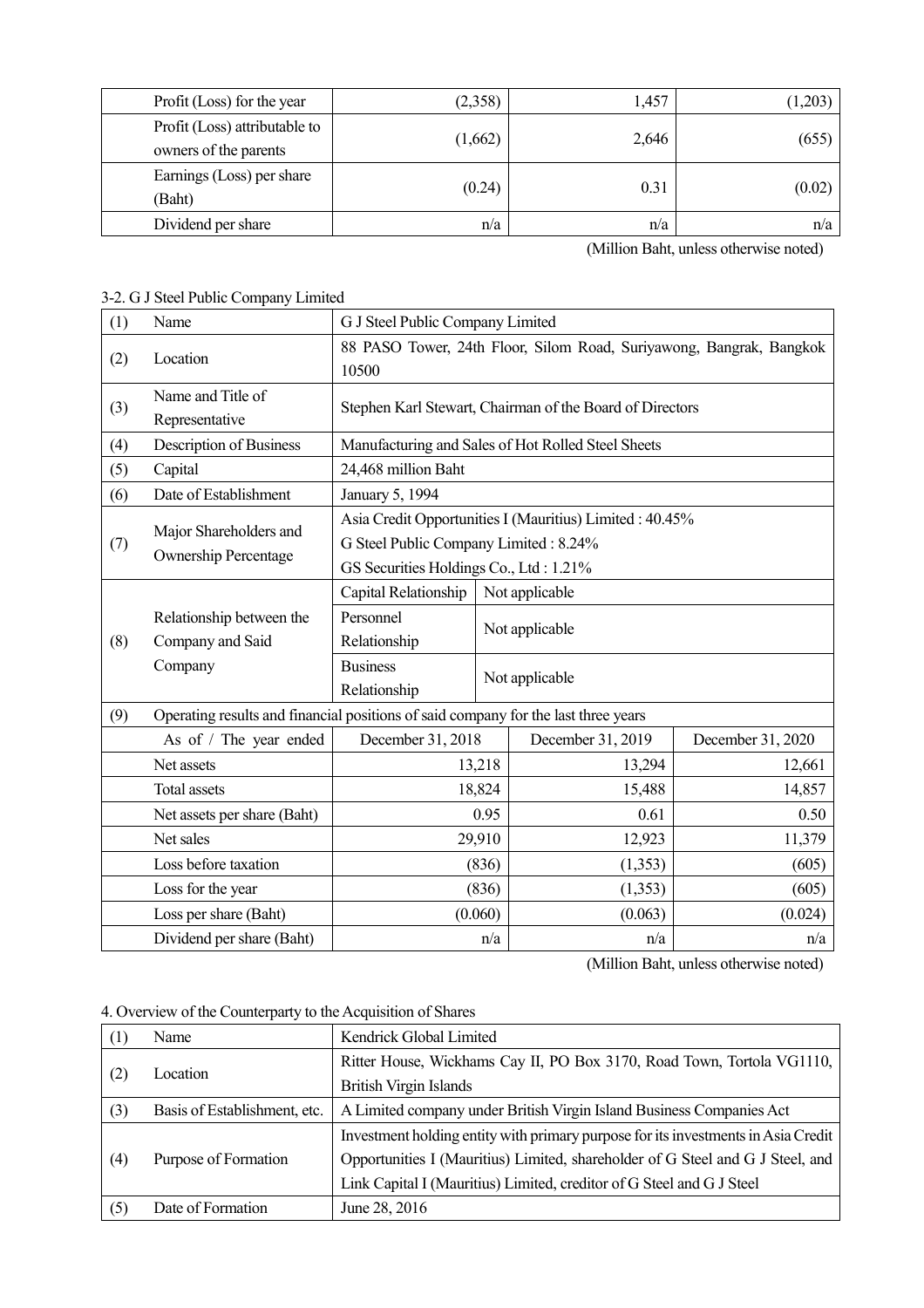| | | | |
|---|---|---|---|
| Profit (Loss) for the year | (2,358) | 1,457 | (1,203) |
| Profit (Loss) attributable to owners of the parents | (1,662) | 2,646 | (655) |
| Earnings (Loss) per share (Baht) | (0.24) | 0.31 | (0.02) |
| Dividend per share | n/a | n/a | n/a |

(Million Baht, unless otherwise noted)

3-2. G J Steel Public Company Limited

| (1) | Name | G J Steel Public Company Limited | | |
|---|---|---|---|---|
| (2) | Location | 88 PASO Tower, 24th Floor, Silom Road, Suriyawong, Bangrak, Bangkok 10500 | | |
| (3) | Name and Title of Representative | Stephen Karl Stewart, Chairman of the Board of Directors | | |
| (4) | Description of Business | Manufacturing and Sales of Hot Rolled Steel Sheets | | |
| (5) | Capital | 24,468 million Baht | | |
| (6) | Date of Establishment | January 5, 1994 | | |
| (7) | Major Shareholders and Ownership Percentage | Asia Credit Opportunities I (Mauritius) Limited : 40.45%<br>G Steel Public Company Limited : 8.24%<br>GS Securities Holdings Co., Ltd : 1.21% | | |
| (8) | Relationship between the Company and Said Company | Capital Relationship | Not applicable | |
| | | Personnel Relationship | Not applicable | |
| | | Business Relationship | Not applicable | |
| (9) | Operating results and financial positions of said company for the last three years | | | |
| | As of / The year ended | December 31, 2018 | December 31, 2019 | December 31, 2020 |
| | Net assets | 13,218 | 13,294 | 12,661 |
| | Total assets | 18,824 | 15,488 | 14,857 |
| | Net assets per share (Baht) | 0.95 | 0.61 | 0.50 |
| | Net sales | 29,910 | 12,923 | 11,379 |
| | Loss before taxation | (836) | (1,353) | (605) |
| | Loss for the year | (836) | (1,353) | (605) |
| | Loss per share (Baht) | (0.060) | (0.063) | (0.024) |
| | Dividend per share (Baht) | n/a | n/a | n/a |

(Million Baht, unless otherwise noted)

4. Overview of the Counterparty to the Acquisition of Shares

| (1) | Name | Kendrick Global Limited |
|---|---|---|
| (2) | Location | Ritter House, Wickhams Cay II, PO Box 3170, Road Town, Tortola VG1110, British Virgin Islands |
| (3) | Basis of Establishment, etc. | A Limited company under British Virgin Island Business Companies Act |
| (4) | Purpose of Formation | Investment holding entity with primary purpose for its investments in Asia Credit Opportunities I (Mauritius) Limited, shareholder of G Steel and G J Steel, and Link Capital I (Mauritius) Limited, creditor of G Steel and G J Steel |
| (5) | Date of Formation | June 28, 2016 |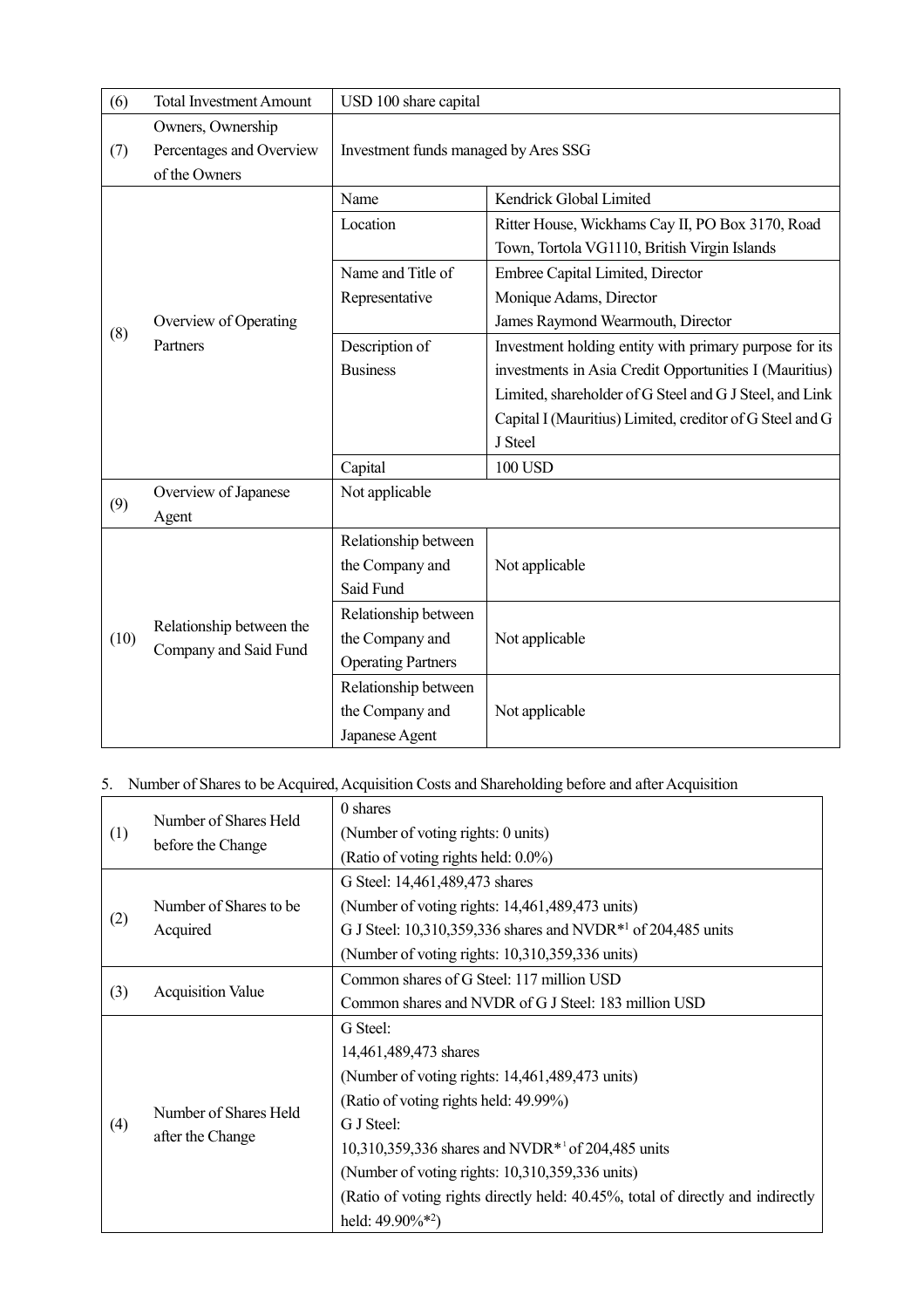| (6) | Total Investment Amount | USD 100 share capital | |
|---|---|---|---|
| (7) | Owners, Ownership Percentages and Overview of the Owners | Investment funds managed by Ares SSG | |
| (8) | Overview of Operating Partners | Name | Kendrick Global Limited |
| | | Location | Ritter House, Wickhams Cay II, PO Box 3170, Road Town, Tortola VG1110, British Virgin Islands |
| | | Name and Title of Representative | Embree Capital Limited, Director<br>Monique Adams, Director<br>James Raymond Wearmouth, Director |
| | | Description of Business | Investment holding entity with primary purpose for its investments in Asia Credit Opportunities I (Mauritius) Limited, shareholder of G Steel and G J Steel, and Link Capital I (Mauritius) Limited, creditor of G Steel and G J Steel |
| | | Capital | 100 USD |
| (9) | Overview of Japanese Agent | Not applicable | |
| (10) | Relationship between the Company and Said Fund | Relationship between the Company and Said Fund | Not applicable |
| | | Relationship between the Company and Operating Partners | Not applicable |
| | | Relationship between the Company and Japanese Agent | Not applicable |

5. Number of Shares to be Acquired, Acquisition Costs and Shareholding before and after Acquisition

| | | |
|---|---|---|
| (1) | Number of Shares Held before the Change | 0 shares<br>(Number of voting rights: 0 units)<br>(Ratio of voting rights held: 0.0%) |
| (2) | Number of Shares to be Acquired | G Steel: 14,461,489,473 shares<br>(Number of voting rights: 14,461,489,473 units)<br>G J Steel: 10,310,359,336 shares and NVDR*[1] of 204,485 units<br>(Number of voting rights: 10,310,359,336 units) |
| (3) | Acquisition Value | Common shares of G Steel: 117 million USD<br>Common shares and NVDR of G J Steel: 183 million USD |
| (4) | Number of Shares Held after the Change | G Steel:<br>14,461,489,473 shares<br>(Number of voting rights: 14,461,489,473 units)<br>(Ratio of voting rights held: 49.99%)<br>G J Steel:<br>10,310,359,336 shares and NVDR*[1] of 204,485 units<br>(Number of voting rights: 10,310,359,336 units)<br>(Ratio of voting rights directly held: 40.45%, total of directly and indirectly held: 49.90%*[2]) |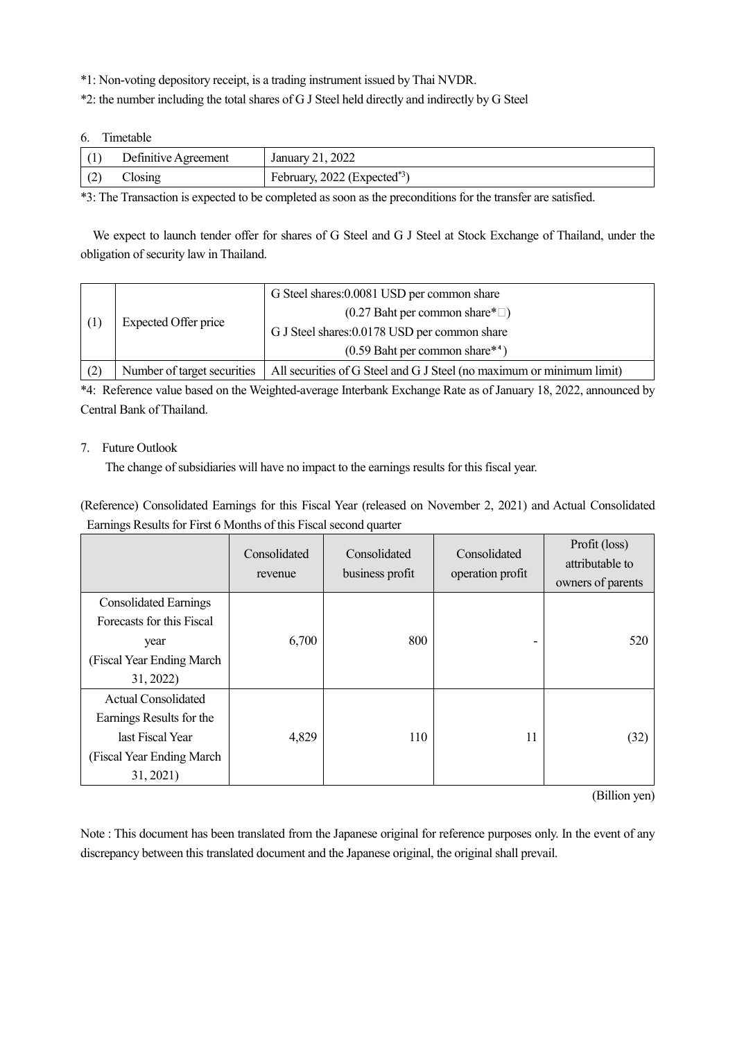*1: Non-voting depository receipt, is a trading instrument issued by Thai NVDR.

*2: the number including the total shares of G J Steel held directly and indirectly by G Steel

6. Timetable

| | | |
|---|---|---|
| (1) | Definitive Agreement | January 21, 2022 |
| (2) | Closing | February, 2022 (Expected*3) |

*3: The Transaction is expected to be completed as soon as the preconditions for the transfer are satisfied.

We expect to launch tender offer for shares of G Steel and G J Steel at Stock Exchange of Thailand, under the obligation of security law in Thailand.

| | | |
|---|---|---|
| (1) | Expected Offer price | G Steel shares:0.0081 USD per common share<br>(0.27 Baht per common share*4)<br>G J Steel shares:0.0178 USD per common share<br>(0.59 Baht per common share*4) |
| (2) | Number of target securities | All securities of G Steel and G J Steel (no maximum or minimum limit) |

*4: Reference value based on the Weighted-average Interbank Exchange Rate as of January 18, 2022, announced by Central Bank of Thailand.

7. Future Outlook

The change of subsidiaries will have no impact to the earnings results for this fiscal year.

(Reference) Consolidated Earnings for this Fiscal Year (released on November 2, 2021) and Actual Consolidated Earnings Results for First 6 Months of this Fiscal second quarter

| | Consolidated revenue | Consolidated business profit | Consolidated operation profit | Profit (loss) attributable to owners of parents |
|---|---|---|---|---|
| Consolidated Earnings Forecasts for this Fiscal year (Fiscal Year Ending March 31, 2022) | 6,700 | 800 | - | 520 |
| Actual Consolidated Earnings Results for the last Fiscal Year (Fiscal Year Ending March 31, 2021) | 4,829 | 110 | 11 | (32) |

(Billion yen)

Note : This document has been translated from the Japanese original for reference purposes only. In the event of any discrepancy between this translated document and the Japanese original, the original shall prevail.